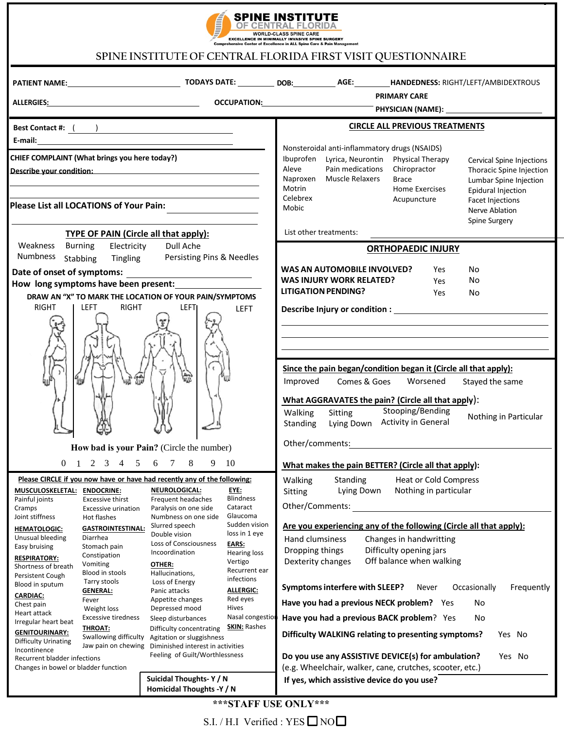# SPINE INSTITUTE OF CENTRAL FLORIDA

WORLD-CLASS SPINE CARE
EXCELLENCE IN MINIMALLY INVASIVE SPINE SURGERY
Comprehensive Center of Excellence in ALL Spine Care & Pain Management

## SPINE INSTITUTE OF CENTRAL FLORIDA FIRST VISIT QUESTIONNAIRE

**PATIENT NAME:** ______________________ **TODAYS DATE:** ________ **DOB:** ________ **AGE:** ________ **HANDEDNESS:** RIGHT/LEFT/AMBIDEXTROUS

**ALLERGIES:** ______________________ **OCCUPATION:** ______________________ **PRIMARY CARE PHYSICIAN (NAME):** ______________________

**Best Contact #:** ( ) ______________________

**E-mail:** ______________________

**CHIEF COMPLAINT (What brings you here today?)**

**Describe your condition:** ______________________

**Please List all LOCATIONS of Your Pain:** ______________________

**TYPE OF PAIN (Circle all that apply):**

Weakness Burning Electricity Dull Ache
Numbness Stabbing Tingling Persisting Pins & Needles

**Date of onset of symptoms:** ______________________

**How long symptoms have been present:** ______________________

**DRAW AN "X" TO MARK THE LOCATION OF YOUR PAIN/SYMPTOMS**

RIGHT | LEFT | RIGHT | LEFT | LEFT

**How bad is your Pain?** (Circle the number)

0 1 2 3 4 5 6 7 8 9 10

### CIRCLE ALL PREVIOUS TREATMENTS

Nonsteroidal anti-inflammatory drugs (NSAIDS)

- Ibuprofen, Aleve, Naproxen, Motrin, Celebrex, Mobic
- Lyrica, Neurontin, Pain medications, Muscle Relaxers
- Physical Therapy, Chiropractor, Brace, Home Exercises, Acupuncture
- Cervical Spine Injections, Thoracic Spine Injection, Lumbar Spine Injection, Epidural Injection, Facet Injections, Nerve Ablation, Spine Surgery

List other treatments: ______________________

### ORTHOPAEDIC INJURY

**WAS AN AUTOMOBILE INVOLVED?** Yes No
**WAS INJURY WORK RELATED?** Yes No
**LITIGATION PENDING?** Yes No

**Describe Injury or condition :** ______________________

**Since the pain began/condition began it (Circle all that apply):**
Improved Comes & Goes Worsened Stayed the same

**What AGGRAVATES the pain? (Circle all that apply):**
Walking Sitting Stooping/Bending Nothing in Particular
Standing Lying Down Activity in General

Other/comments: ______________________

**What makes the pain BETTER? (Circle all that apply):**
Walking Standing Heat or Cold Compress
Sitting Lying Down Nothing in particular

Other/Comments: ______________________

**Are you experiencing any of the following (Circle all that apply):**
Hand clumsiness Changes in handwritting
Dropping things Difficulty opening jars
Dexterity changes Off balance when walking

**Symptoms interfere with SLEEP?** Never Occasionally Frequently

**Have you had a previous NECK problem?** Yes No

**Have you had a previous BACK problem?** Yes No

**Difficulty WALKING relating to presenting symptoms?** Yes No

**Do you use any ASSISTIVE DEVICE(s) for ambulation?** Yes No
(e.g. Wheelchair, walker, cane, crutches, scooter, etc.)

**If yes, which assistive device do you use?** ______________________

### Please CIRCLE if you now have or have had recently any of the following:

**MUSCULOSKELETAL:** Painful joints, Cramps, Joint stiffness

**HEMATOLOGIC:** Unusual bleeding, Easy bruising

**RESPIRATORY:** Shortness of breath, Persistent Cough, Blood in sputum

**CARDIAC:** Chest pain, Heart attack, Irregular heart beat

**GENITOURINARY:** Difficulty Urinating, Incontinence, Recurrent bladder infections, Changes in bowel or bladder function

**ENDOCRINE:** Excessive thirst, Excessive urination, Hot flashes

**GASTROINTESTINAL:** Diarrhea, Stomach pain, Constipation, Vomiting, Blood in stools, Tarry stools

**GENERAL:** Fever, Weight loss, Excessive tiredness

**THROAT:** Swallowing difficulty, Jaw pain on chewing

**NEUROLOGICAL:** Frequent headaches, Paralysis on one side, Numbness on one side, Slurred speech, Double vision, Loss of Consciousness, Incoordination

**OTHER:** Hallucinations, Loss of Energy, Panic attacks, Appetite changes, Depressed mood, Sleep disturbances, Difficulty concentrating, Agitation or sluggishness, Diminished interest in activities, Feeling of Guilt/Worthlessness

**EYE:** Blindness, Cataract, Glaucoma, Sudden vision loss in 1 eye

**EARS:** Hearing loss, Vertigo, Recurrent ear infections

**ALLERGIC:** Red eyes, Hives, Nasal congestion

**SKIN:** Rashes

**Suicidal Thoughts- Y / N**
**Homicidal Thoughts -Y / N**

***STAFF USE ONLY***

S.I. / H.I Verified : YES ☐ NO ☐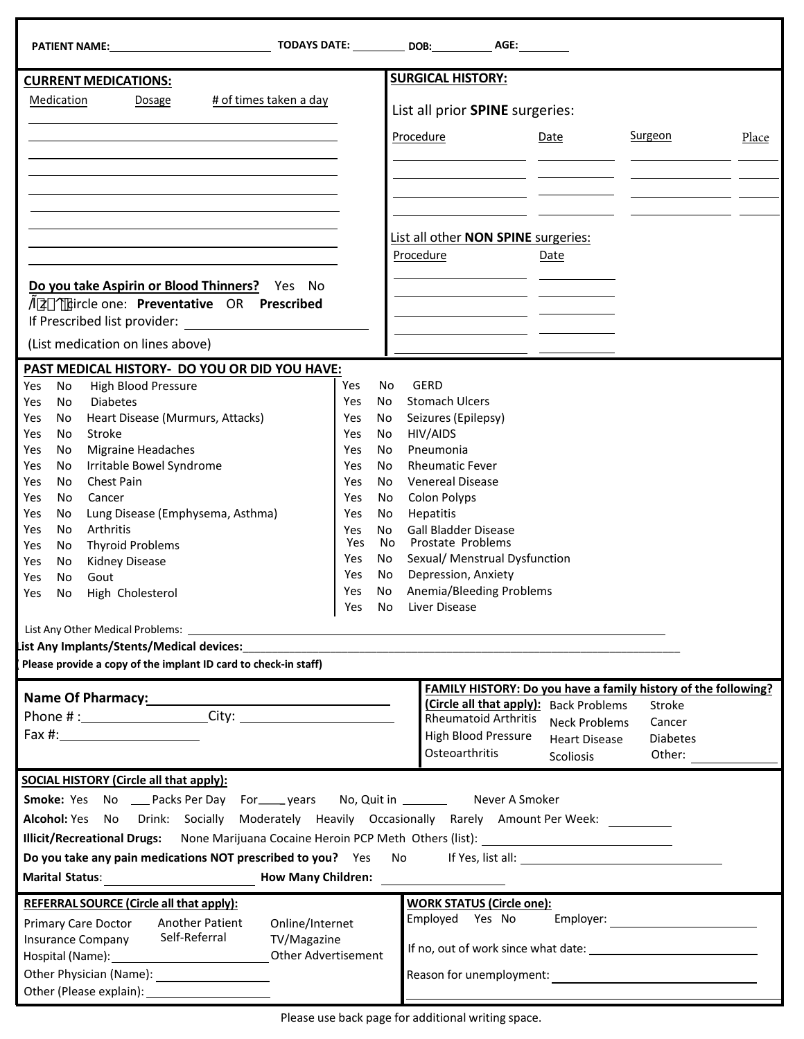**PATIENT NAME:** ________________ **TODAYS DATE:** ________ **DOB:** ________ **AGE:** ________

## CURRENT MEDICATIONS:

| Medication | Dosage | # of times taken a day |
| --- | --- | --- |
| | | |
| | | |
| | | |
| | | |
| | | |
| | | |
| | | |
| | | |
| | | |

**Do you take Aspirin or Blood Thinners?** Yes No

Circle one: **Preventative** OR **Prescribed**

If Prescribed list provider: ________________

(List medication on lines above)

## SURGICAL HISTORY:

List all prior **SPINE** surgeries:

| Procedure | Date | Surgeon | Place |
| --- | --- | --- | --- |
| | | | |
| | | | |
| | | | |
| | | | |

List all other **NON SPINE** surgeries:

| Procedure | Date |
| --- | --- |
| | |
| | |
| | |
| | |
| | |

## PAST MEDICAL HISTORY- DO YOU OR DID YOU HAVE:

| | | | | | |
| --- | --- | --- | --- | --- | --- |
| Yes | No | High Blood Pressure | Yes | No | GERD |
| Yes | No | Diabetes | Yes | No | Stomach Ulcers |
| Yes | No | Heart Disease (Murmurs, Attacks) | Yes | No | Seizures (Epilepsy) |
| Yes | No | Stroke | Yes | No | HIV/AIDS |
| Yes | No | Migraine Headaches | Yes | No | Pneumonia |
| Yes | No | Irritable Bowel Syndrome | Yes | No | Rheumatic Fever |
| Yes | No | Chest Pain | Yes | No | Venereal Disease |
| Yes | No | Cancer | Yes | No | Colon Polyps |
| Yes | No | Lung Disease (Emphysema, Asthma) | Yes | No | Hepatitis |
| Yes | No | Arthritis | Yes | No | Gall Bladder Disease |
| Yes | No | Thyroid Problems | Yes | No | Prostate Problems |
| Yes | No | Kidney Disease | Yes | No | Sexual/ Menstrual Dysfunction |
| Yes | No | Gout | Yes | No | Depression, Anxiety |
| Yes | No | High Cholesterol | Yes | No | Anemia/Bleeding Problems |
| | | | Yes | No | Liver Disease |

List Any Other Medical Problems: ________________

**List Any Implants/Stents/Medical devices:** ________________

**( Please provide a copy of the implant ID card to check-in staff)**

**Name Of Pharmacy:** ________________

Phone # : ________ City: ________

Fax #: ________

**FAMILY HISTORY: Do you have a family history of the following? (Circle all that apply):**

Rheumatoid Arthritis, High Blood Pressure, Osteoarthritis, Back Problems, Neck Problems, Heart Disease, Scoliosis, Stroke, Cancer, Diabetes, Other: ________

## SOCIAL HISTORY (Circle all that apply):

**Smoke:** Yes No ___ Packs Per Day For ____ years No, Quit in _______ Never A Smoker

**Alcohol:** Yes No Drink: Socially Moderately Heavily Occasionally Rarely Amount Per Week: ________

**Illicit/Recreational Drugs:** None Marijuana Cocaine Heroin PCP Meth Others (list): ________

**Do you take any pain medications NOT prescribed to you?** Yes No If Yes, list all: ________

**Marital Status**: ________ **How Many Children:** ________

## REFERRAL SOURCE (Circle all that apply):

Primary Care Doctor, Another Patient, Online/Internet, Insurance Company, Self-Referral, TV/Magazine, Other Advertisement

Hospital (Name): ________________

Other Physician (Name): ________

Other (Please explain): ________

## WORK STATUS (Circle one):

Employed Yes No Employer: ________

If no, out of work since what date: ________

Reason for unemployment: ________

Please use back page for additional writing space.